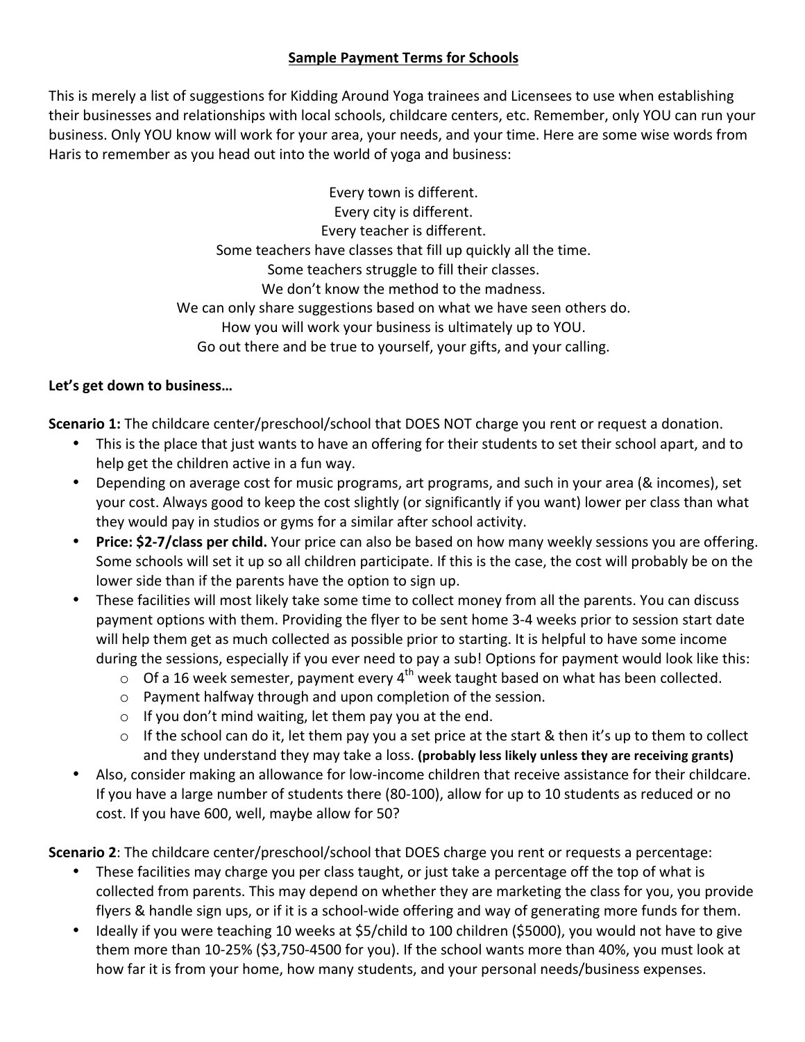**Sample Payment Terms for Schools**

This is merely a list of suggestions for Kidding Around Yoga trainees and Licensees to use when establishing their businesses and relationships with local schools, childcare centers, etc. Remember, only YOU can run your business. Only YOU know will work for your area, your needs, and your time. Here are some wise words from Haris to remember as you head out into the world of yoga and business:

Every town is different.
Every city is different.
Every teacher is different.
Some teachers have classes that fill up quickly all the time.
Some teachers struggle to fill their classes.
We don't know the method to the madness.
We can only share suggestions based on what we have seen others do.
How you will work your business is ultimately up to YOU.
Go out there and be true to yourself, your gifts, and your calling.

**Let's get down to business…**

**Scenario 1:** The childcare center/preschool/school that DOES NOT charge you rent or request a donation.

- This is the place that just wants to have an offering for their students to set their school apart, and to help get the children active in a fun way.
- Depending on average cost for music programs, art programs, and such in your area (& incomes), set your cost. Always good to keep the cost slightly (or significantly if you want) lower per class than what they would pay in studios or gyms for a similar after school activity.
- **Price: $2-7/class per child.** Your price can also be based on how many weekly sessions you are offering. Some schools will set it up so all children participate. If this is the case, the cost will probably be on the lower side than if the parents have the option to sign up.
- These facilities will most likely take some time to collect money from all the parents. You can discuss payment options with them. Providing the flyer to be sent home 3-4 weeks prior to session start date will help them get as much collected as possible prior to starting. It is helpful to have some income during the sessions, especially if you ever need to pay a sub! Options for payment would look like this:
  - Of a 16 week semester, payment every 4th week taught based on what has been collected.
  - Payment halfway through and upon completion of the session.
  - If you don't mind waiting, let them pay you at the end.
  - If the school can do it, let them pay you a set price at the start & then it's up to them to collect and they understand they may take a loss. **(probably less likely unless they are receiving grants)**
- Also, consider making an allowance for low-income children that receive assistance for their childcare. If you have a large number of students there (80-100), allow for up to 10 students as reduced or no cost. If you have 600, well, maybe allow for 50?

**Scenario 2**: The childcare center/preschool/school that DOES charge you rent or requests a percentage:

- These facilities may charge you per class taught, or just take a percentage off the top of what is collected from parents. This may depend on whether they are marketing the class for you, you provide flyers & handle sign ups, or if it is a school-wide offering and way of generating more funds for them.
- Ideally if you were teaching 10 weeks at $5/child to 100 children ($5000), you would not have to give them more than 10-25% ($3,750-4500 for you). If the school wants more than 40%, you must look at how far it is from your home, how many students, and your personal needs/business expenses.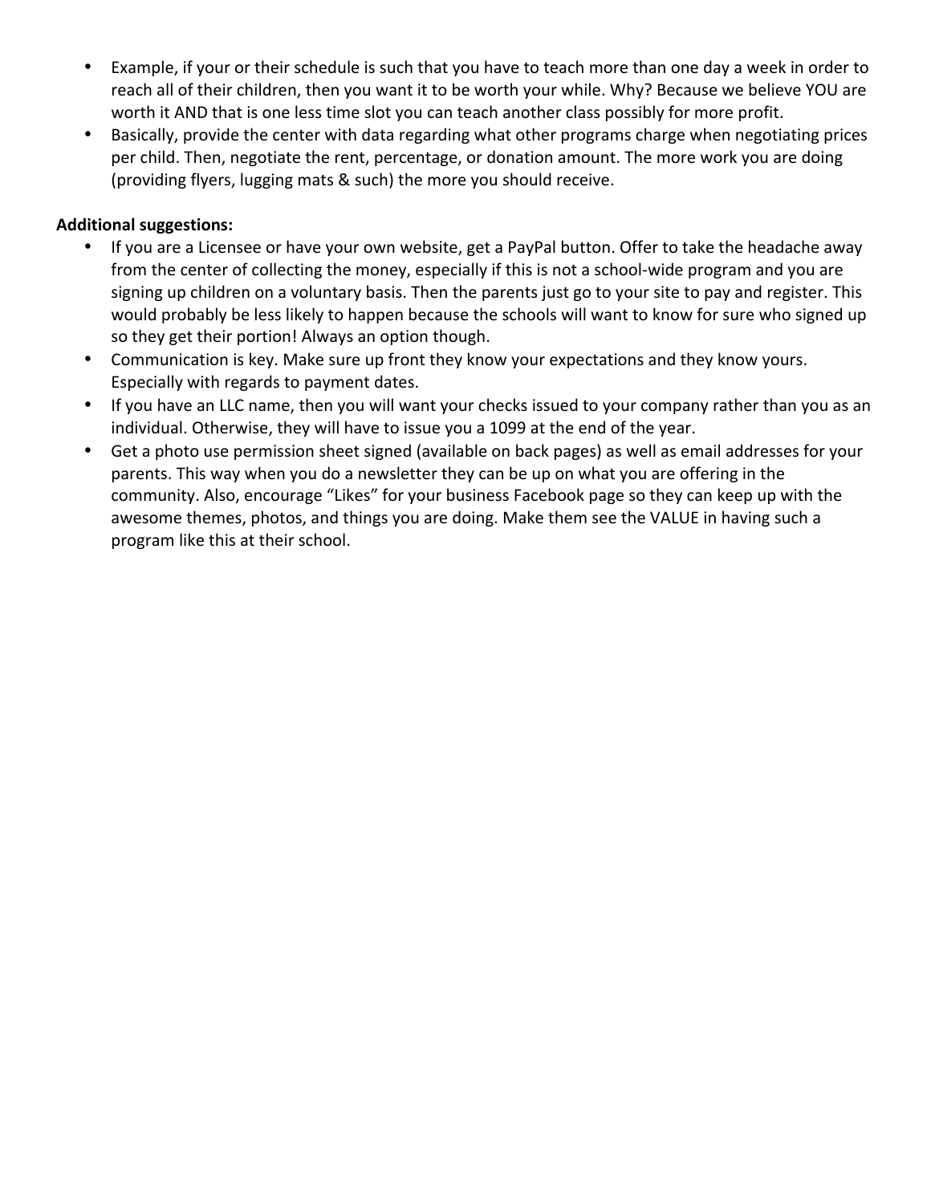- Example, if your or their schedule is such that you have to teach more than one day a week in order to reach all of their children, then you want it to be worth your while. Why? Because we believe YOU are worth it AND that is one less time slot you can teach another class possibly for more profit.
- Basically, provide the center with data regarding what other programs charge when negotiating prices per child. Then, negotiate the rent, percentage, or donation amount. The more work you are doing (providing flyers, lugging mats & such) the more you should receive.

**Additional suggestions:**

- If you are a Licensee or have your own website, get a PayPal button. Offer to take the headache away from the center of collecting the money, especially if this is not a school-wide program and you are signing up children on a voluntary basis. Then the parents just go to your site to pay and register. This would probably be less likely to happen because the schools will want to know for sure who signed up so they get their portion! Always an option though.
- Communication is key. Make sure up front they know your expectations and they know yours. Especially with regards to payment dates.
- If you have an LLC name, then you will want your checks issued to your company rather than you as an individual. Otherwise, they will have to issue you a 1099 at the end of the year.
- Get a photo use permission sheet signed (available on back pages) as well as email addresses for your parents. This way when you do a newsletter they can be up on what you are offering in the community. Also, encourage "Likes" for your business Facebook page so they can keep up with the awesome themes, photos, and things you are doing. Make them see the VALUE in having such a program like this at their school.